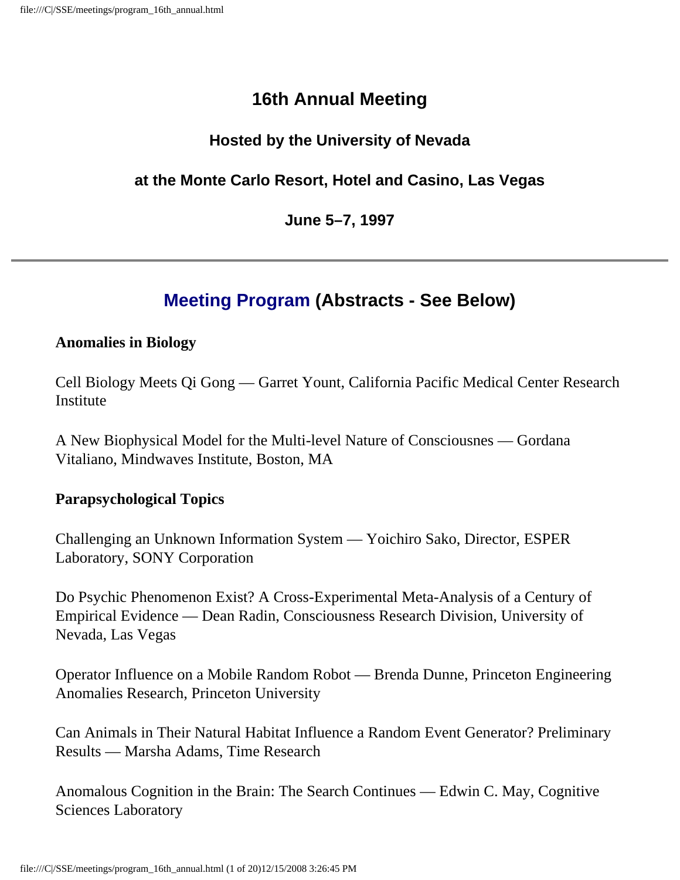# 16th Annual Meeting

### Hosted by the University of Nevada

### at the Monte Carlo Resort, Hotel and Casino, Las Vegas

### June 5–7, 1997

---

## Meeting Program (Abstracts - See Below)

**Anomalies in Biology**

Cell Biology Meets Qi Gong — Garret Yount, California Pacific Medical Center Research Institute

A New Biophysical Model for the Multi-level Nature of Consciousnes — Gordana Vitaliano, Mindwaves Institute, Boston, MA

**Parapsychological Topics**

Challenging an Unknown Information System — Yoichiro Sako, Director, ESPER Laboratory, SONY Corporation

Do Psychic Phenomenon Exist? A Cross-Experimental Meta-Analysis of a Century of Empirical Evidence — Dean Radin, Consciousness Research Division, University of Nevada, Las Vegas

Operator Influence on a Mobile Random Robot — Brenda Dunne, Princeton Engineering Anomalies Research, Princeton University

Can Animals in Their Natural Habitat Influence a Random Event Generator? Preliminary Results — Marsha Adams, Time Research

Anomalous Cognition in the Brain: The Search Continues — Edwin C. May, Cognitive Sciences Laboratory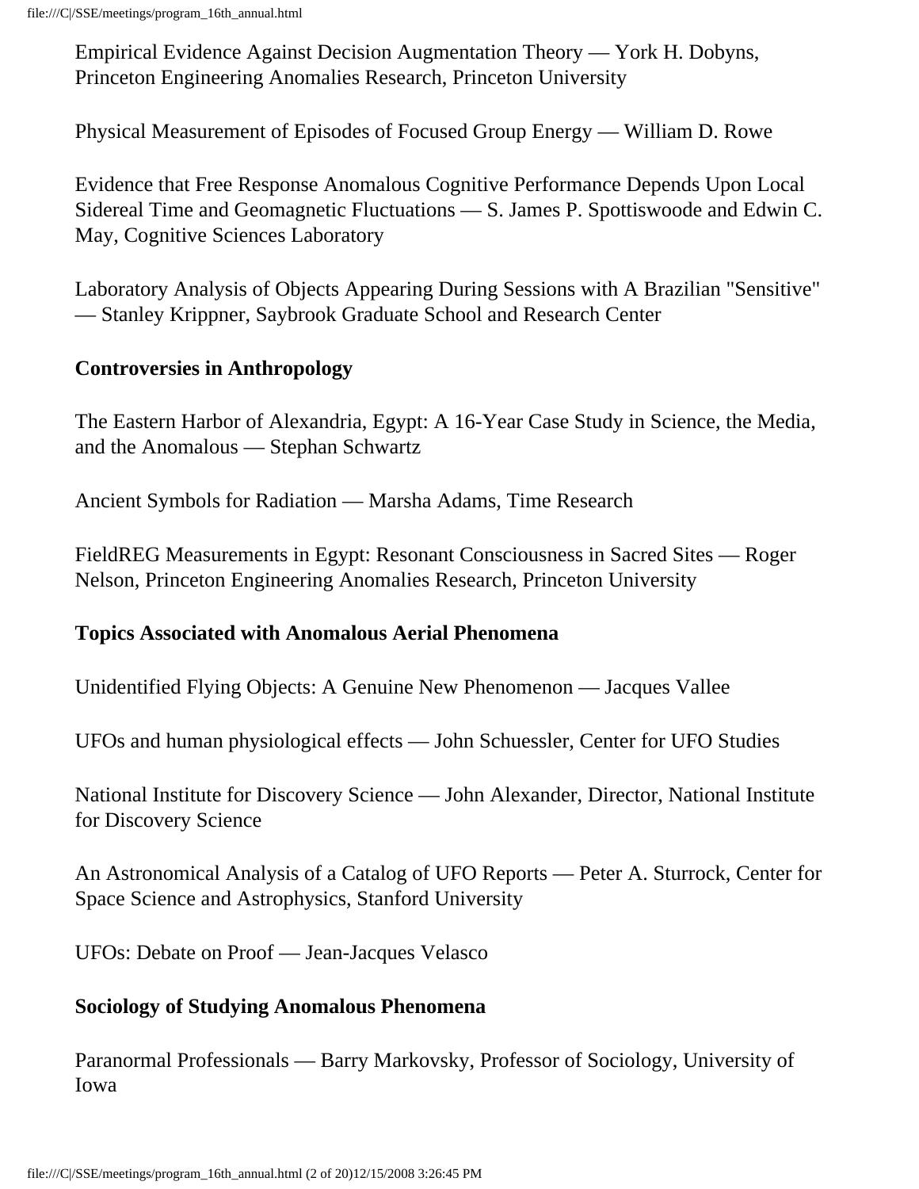Empirical Evidence Against Decision Augmentation Theory — York H. Dobyns, Princeton Engineering Anomalies Research, Princeton University

Physical Measurement of Episodes of Focused Group Energy — William D. Rowe

Evidence that Free Response Anomalous Cognitive Performance Depends Upon Local Sidereal Time and Geomagnetic Fluctuations — S. James P. Spottiswoode and Edwin C. May, Cognitive Sciences Laboratory

Laboratory Analysis of Objects Appearing During Sessions with A Brazilian "Sensitive" — Stanley Krippner, Saybrook Graduate School and Research Center

**Controversies in Anthropology**

The Eastern Harbor of Alexandria, Egypt: A 16-Year Case Study in Science, the Media, and the Anomalous — Stephan Schwartz

Ancient Symbols for Radiation — Marsha Adams, Time Research

FieldREG Measurements in Egypt: Resonant Consciousness in Sacred Sites — Roger Nelson, Princeton Engineering Anomalies Research, Princeton University

**Topics Associated with Anomalous Aerial Phenomena**

Unidentified Flying Objects: A Genuine New Phenomenon — Jacques Vallee

UFOs and human physiological effects — John Schuessler, Center for UFO Studies

National Institute for Discovery Science — John Alexander, Director, National Institute for Discovery Science

An Astronomical Analysis of a Catalog of UFO Reports — Peter A. Sturrock, Center for Space Science and Astrophysics, Stanford University

UFOs: Debate on Proof — Jean-Jacques Velasco

**Sociology of Studying Anomalous Phenomena**

Paranormal Professionals — Barry Markovsky, Professor of Sociology, University of Iowa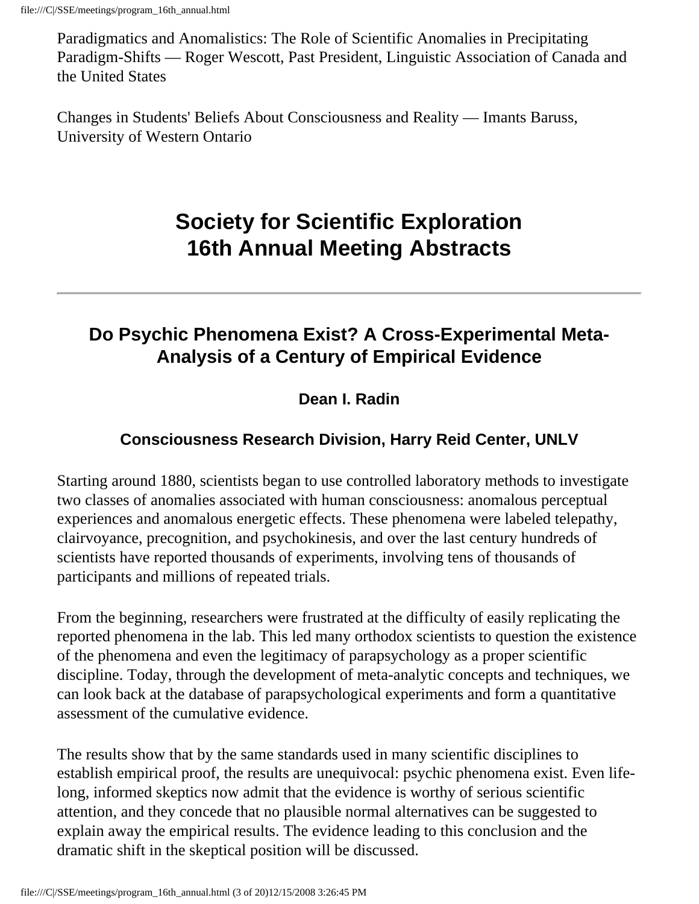Paradigmatics and Anomalistics: The Role of Scientific Anomalies in Precipitating Paradigm-Shifts — Roger Wescott, Past President, Linguistic Association of Canada and the United States

Changes in Students' Beliefs About Consciousness and Reality — Imants Baruss, University of Western Ontario

# Society for Scientific Exploration 16th Annual Meeting Abstracts

---

## Do Psychic Phenomena Exist? A Cross-Experimental Meta-Analysis of a Century of Empirical Evidence

### Dean I. Radin

### Consciousness Research Division, Harry Reid Center, UNLV

Starting around 1880, scientists began to use controlled laboratory methods to investigate two classes of anomalies associated with human consciousness: anomalous perceptual experiences and anomalous energetic effects. These phenomena were labeled telepathy, clairvoyance, precognition, and psychokinesis, and over the last century hundreds of scientists have reported thousands of experiments, involving tens of thousands of participants and millions of repeated trials.

From the beginning, researchers were frustrated at the difficulty of easily replicating the reported phenomena in the lab. This led many orthodox scientists to question the existence of the phenomena and even the legitimacy of parapsychology as a proper scientific discipline. Today, through the development of meta-analytic concepts and techniques, we can look back at the database of parapsychological experiments and form a quantitative assessment of the cumulative evidence.

The results show that by the same standards used in many scientific disciplines to establish empirical proof, the results are unequivocal: psychic phenomena exist. Even life-long, informed skeptics now admit that the evidence is worthy of serious scientific attention, and they concede that no plausible normal alternatives can be suggested to explain away the empirical results. The evidence leading to this conclusion and the dramatic shift in the skeptical position will be discussed.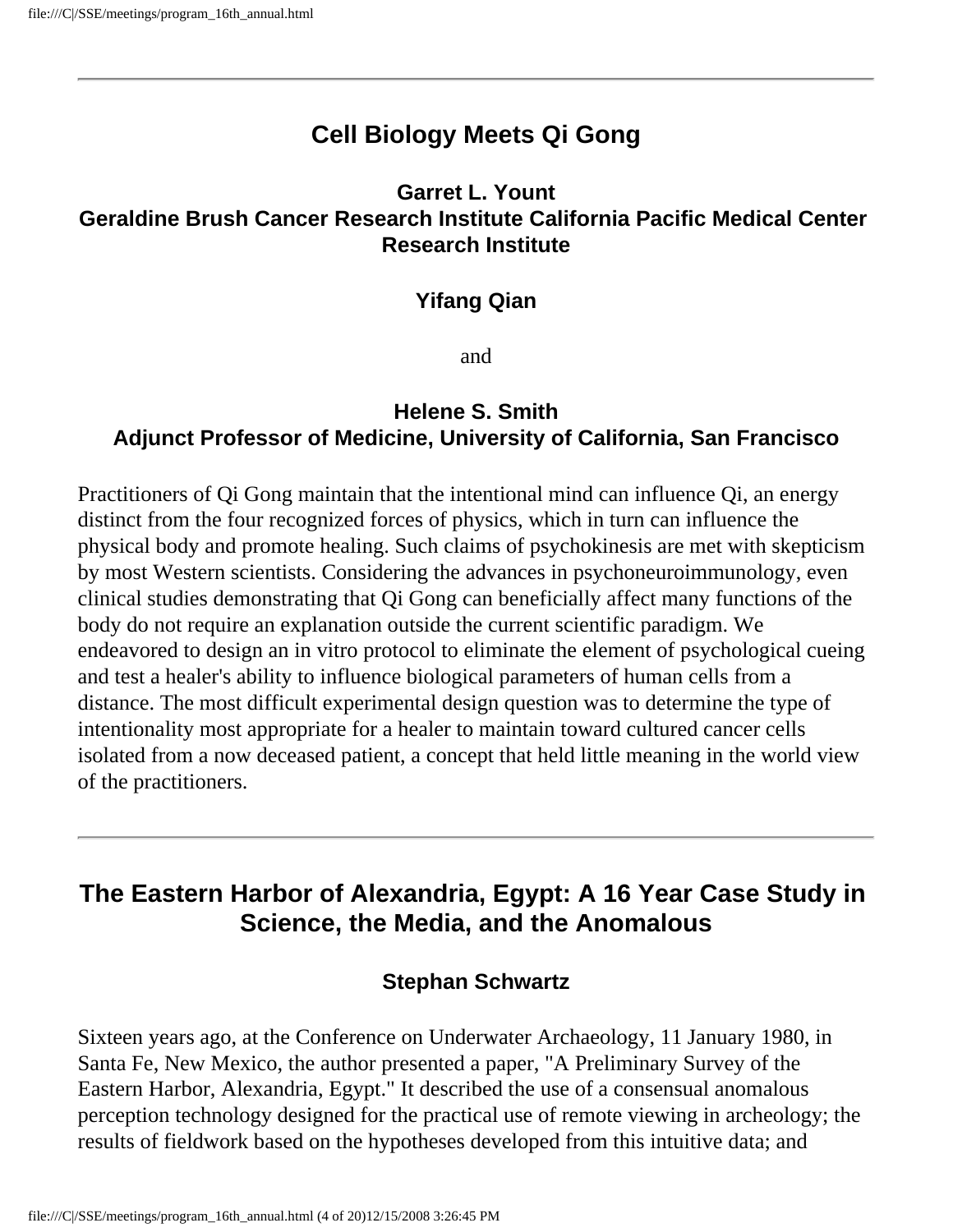---

## Cell Biology Meets Qi Gong

**Garret L. Yount**
**Geraldine Brush Cancer Research Institute California Pacific Medical Center Research Institute**

**Yifang Qian**

and

**Helene S. Smith**
**Adjunct Professor of Medicine, University of California, San Francisco**

Practitioners of Qi Gong maintain that the intentional mind can influence Qi, an energy distinct from the four recognized forces of physics, which in turn can influence the physical body and promote healing. Such claims of psychokinesis are met with skepticism by most Western scientists. Considering the advances in psychoneuroimmunology, even clinical studies demonstrating that Qi Gong can beneficially affect many functions of the body do not require an explanation outside the current scientific paradigm. We endeavored to design an in vitro protocol to eliminate the element of psychological cueing and test a healer's ability to influence biological parameters of human cells from a distance. The most difficult experimental design question was to determine the type of intentionality most appropriate for a healer to maintain toward cultured cancer cells isolated from a now deceased patient, a concept that held little meaning in the world view of the practitioners.

---

## The Eastern Harbor of Alexandria, Egypt: A 16 Year Case Study in Science, the Media, and the Anomalous

**Stephan Schwartz**

Sixteen years ago, at the Conference on Underwater Archaeology, 11 January 1980, in Santa Fe, New Mexico, the author presented a paper, "A Preliminary Survey of the Eastern Harbor, Alexandria, Egypt." It described the use of a consensual anomalous perception technology designed for the practical use of remote viewing in archeology; the results of fieldwork based on the hypotheses developed from this intuitive data; and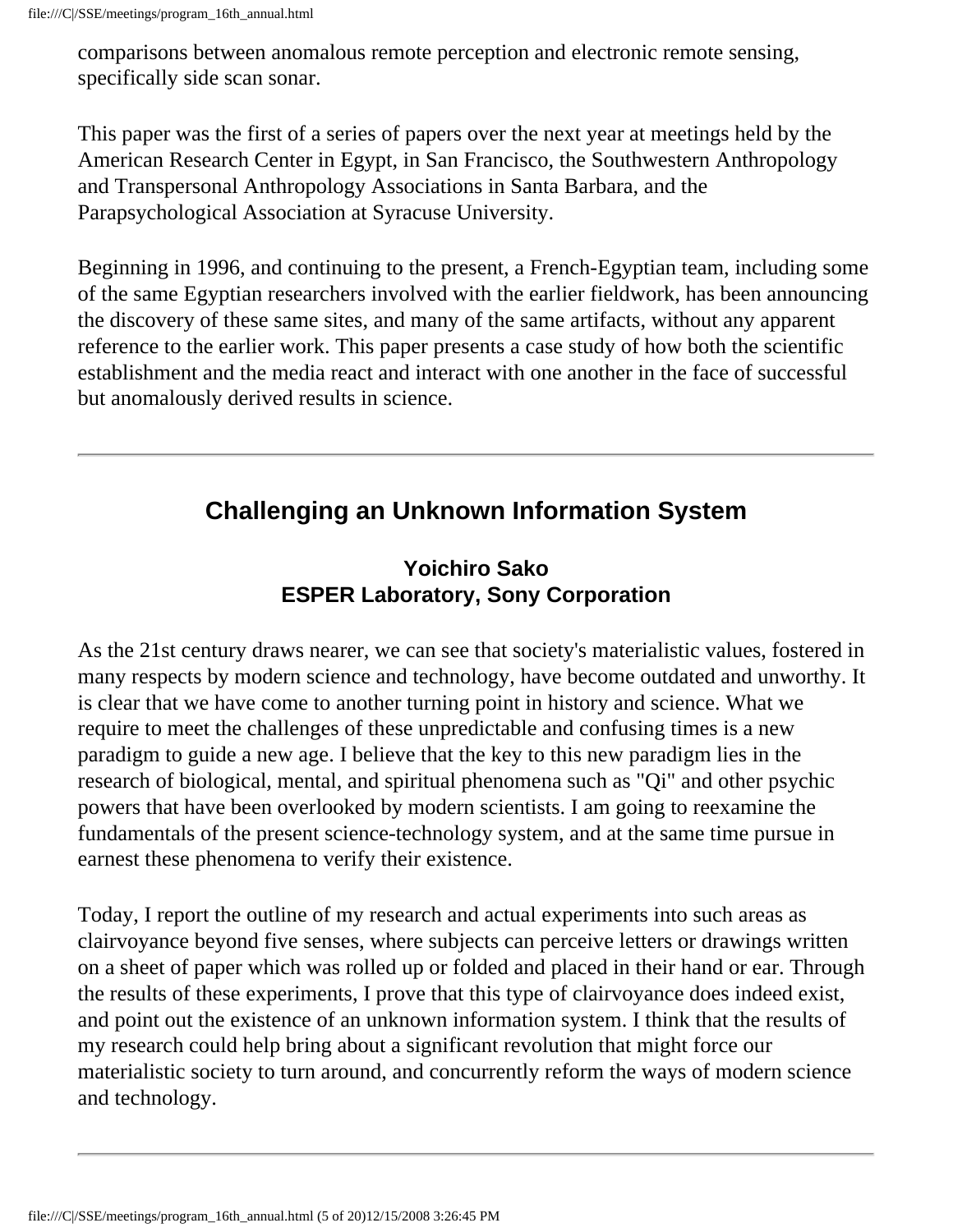comparisons between anomalous remote perception and electronic remote sensing, specifically side scan sonar.

This paper was the first of a series of papers over the next year at meetings held by the American Research Center in Egypt, in San Francisco, the Southwestern Anthropology and Transpersonal Anthropology Associations in Santa Barbara, and the Parapsychological Association at Syracuse University.

Beginning in 1996, and continuing to the present, a French-Egyptian team, including some of the same Egyptian researchers involved with the earlier fieldwork, has been announcing the discovery of these same sites, and many of the same artifacts, without any apparent reference to the earlier work. This paper presents a case study of how both the scientific establishment and the media react and interact with one another in the face of successful but anomalously derived results in science.

---

## Challenging an Unknown Information System

### Yoichiro Sako
### ESPER Laboratory, Sony Corporation

As the 21st century draws nearer, we can see that society's materialistic values, fostered in many respects by modern science and technology, have become outdated and unworthy. It is clear that we have come to another turning point in history and science. What we require to meet the challenges of these unpredictable and confusing times is a new paradigm to guide a new age. I believe that the key to this new paradigm lies in the research of biological, mental, and spiritual phenomena such as "Qi" and other psychic powers that have been overlooked by modern scientists. I am going to reexamine the fundamentals of the present science-technology system, and at the same time pursue in earnest these phenomena to verify their existence.

Today, I report the outline of my research and actual experiments into such areas as clairvoyance beyond five senses, where subjects can perceive letters or drawings written on a sheet of paper which was rolled up or folded and placed in their hand or ear. Through the results of these experiments, I prove that this type of clairvoyance does indeed exist, and point out the existence of an unknown information system. I think that the results of my research could help bring about a significant revolution that might force our materialistic society to turn around, and concurrently reform the ways of modern science and technology.

---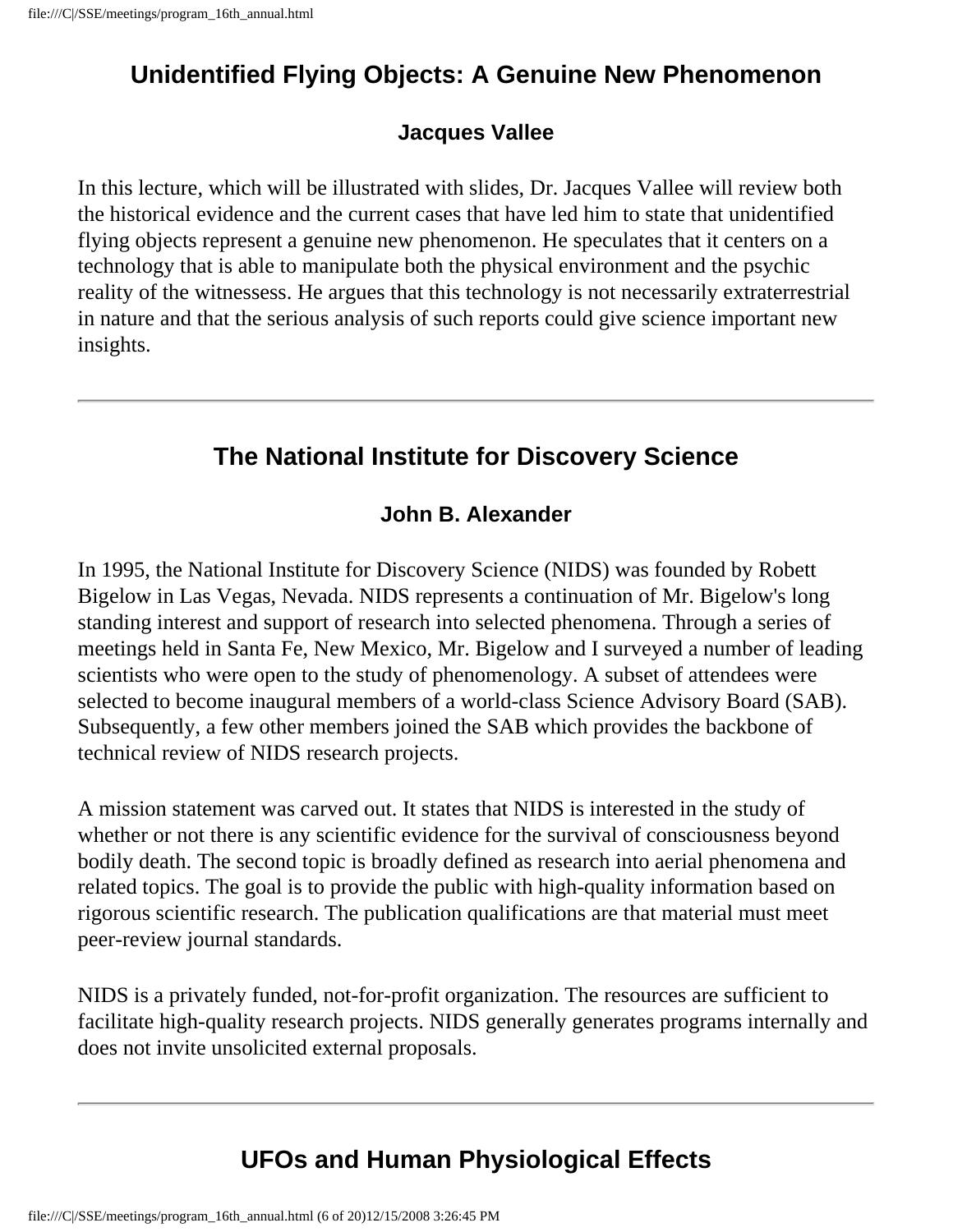## Unidentified Flying Objects: A Genuine New Phenomenon

### Jacques Vallee

In this lecture, which will be illustrated with slides, Dr. Jacques Vallee will review both the historical evidence and the current cases that have led him to state that unidentified flying objects represent a genuine new phenomenon. He speculates that it centers on a technology that is able to manipulate both the physical environment and the psychic reality of the witnessess. He argues that this technology is not necessarily extraterrestrial in nature and that the serious analysis of such reports could give science important new insights.

---

## The National Institute for Discovery Science

### John B. Alexander

In 1995, the National Institute for Discovery Science (NIDS) was founded by Robett Bigelow in Las Vegas, Nevada. NIDS represents a continuation of Mr. Bigelow's long standing interest and support of research into selected phenomena. Through a series of meetings held in Santa Fe, New Mexico, Mr. Bigelow and I surveyed a number of leading scientists who were open to the study of phenomenology. A subset of attendees were selected to become inaugural members of a world-class Science Advisory Board (SAB). Subsequently, a few other members joined the SAB which provides the backbone of technical review of NIDS research projects.

A mission statement was carved out. It states that NIDS is interested in the study of whether or not there is any scientific evidence for the survival of consciousness beyond bodily death. The second topic is broadly defined as research into aerial phenomena and related topics. The goal is to provide the public with high-quality information based on rigorous scientific research. The publication qualifications are that material must meet peer-review journal standards.

NIDS is a privately funded, not-for-profit organization. The resources are sufficient to facilitate high-quality research projects. NIDS generally generates programs internally and does not invite unsolicited external proposals.

---

## UFOs and Human Physiological Effects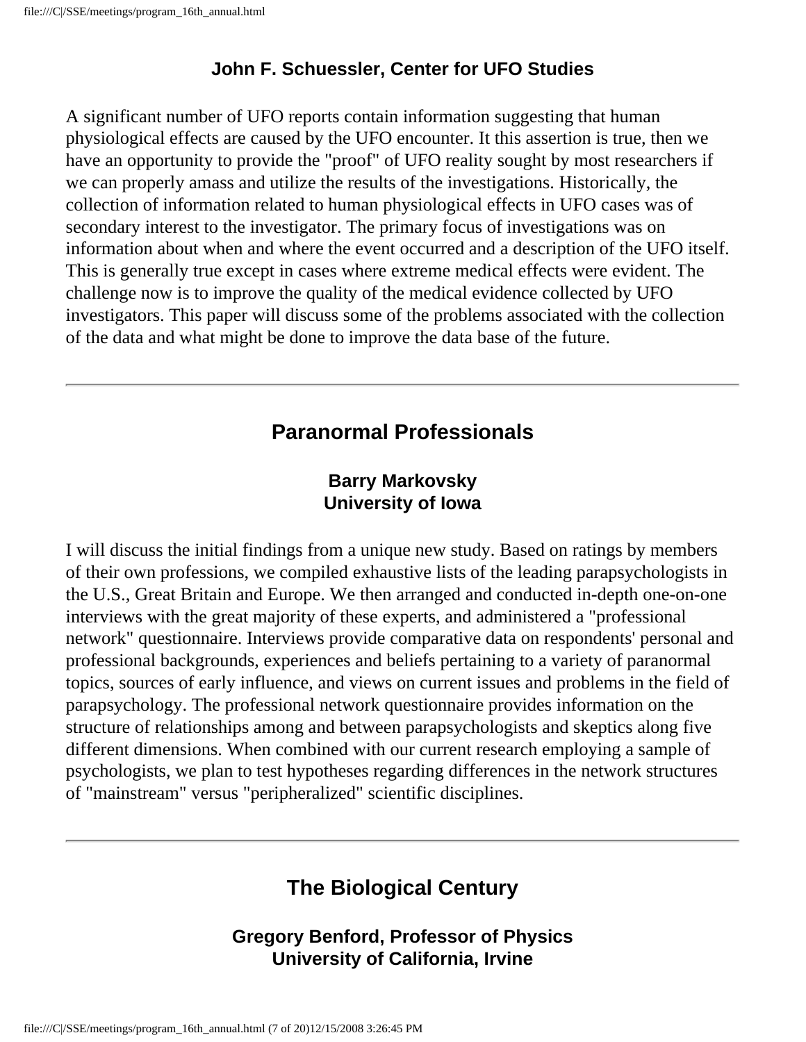**John F. Schuessler, Center for UFO Studies**

A significant number of UFO reports contain information suggesting that human physiological effects are caused by the UFO encounter. It this assertion is true, then we have an opportunity to provide the "proof" of UFO reality sought by most researchers if we can properly amass and utilize the results of the investigations. Historically, the collection of information related to human physiological effects in UFO cases was of secondary interest to the investigator. The primary focus of investigations was on information about when and where the event occurred and a description of the UFO itself. This is generally true except in cases where extreme medical effects were evident. The challenge now is to improve the quality of the medical evidence collected by UFO investigators. This paper will discuss some of the problems associated with the collection of the data and what might be done to improve the data base of the future.

---

## Paranormal Professionals

**Barry Markovsky**
**University of Iowa**

I will discuss the initial findings from a unique new study. Based on ratings by members of their own professions, we compiled exhaustive lists of the leading parapsychologists in the U.S., Great Britain and Europe. We then arranged and conducted in-depth one-on-one interviews with the great majority of these experts, and administered a "professional network" questionnaire. Interviews provide comparative data on respondents' personal and professional backgrounds, experiences and beliefs pertaining to a variety of paranormal topics, sources of early influence, and views on current issues and problems in the field of parapsychology. The professional network questionnaire provides information on the structure of relationships among and between parapsychologists and skeptics along five different dimensions. When combined with our current research employing a sample of psychologists, we plan to test hypotheses regarding differences in the network structures of "mainstream" versus "peripheralized" scientific disciplines.

---

## The Biological Century

**Gregory Benford, Professor of Physics**
**University of California, Irvine**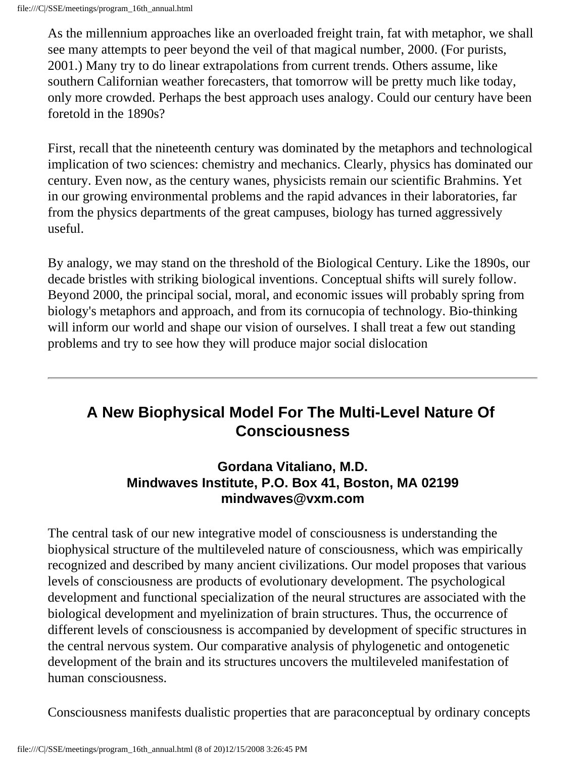As the millennium approaches like an overloaded freight train, fat with metaphor, we shall see many attempts to peer beyond the veil of that magical number, 2000. (For purists, 2001.) Many try to do linear extrapolations from current trends. Others assume, like southern Californian weather forecasters, that tomorrow will be pretty much like today, only more crowded. Perhaps the best approach uses analogy. Could our century have been foretold in the 1890s?

First, recall that the nineteenth century was dominated by the metaphors and technological implication of two sciences: chemistry and mechanics. Clearly, physics has dominated our century. Even now, as the century wanes, physicists remain our scientific Brahmins. Yet in our growing environmental problems and the rapid advances in their laboratories, far from the physics departments of the great campuses, biology has turned aggressively useful.

By analogy, we may stand on the threshold of the Biological Century. Like the 1890s, our decade bristles with striking biological inventions. Conceptual shifts will surely follow. Beyond 2000, the principal social, moral, and economic issues will probably spring from biology's metaphors and approach, and from its cornucopia of technology. Bio-thinking will inform our world and shape our vision of ourselves. I shall treat a few out standing problems and try to see how they will produce major social dislocation

---

## A New Biophysical Model For The Multi-Level Nature Of Consciousness

### Gordana Vitaliano, M.D.
### Mindwaves Institute, P.O. Box 41, Boston, MA 02199
### mindwaves@vxm.com

The central task of our new integrative model of consciousness is understanding the biophysical structure of the multileveled nature of consciousness, which was empirically recognized and described by many ancient civilizations. Our model proposes that various levels of consciousness are products of evolutionary development. The psychological development and functional specialization of the neural structures are associated with the biological development and myelinization of brain structures. Thus, the occurrence of different levels of consciousness is accompanied by development of specific structures in the central nervous system. Our comparative analysis of phylogenetic and ontogenetic development of the brain and its structures uncovers the multileveled manifestation of human consciousness.

Consciousness manifests dualistic properties that are paraconceptual by ordinary concepts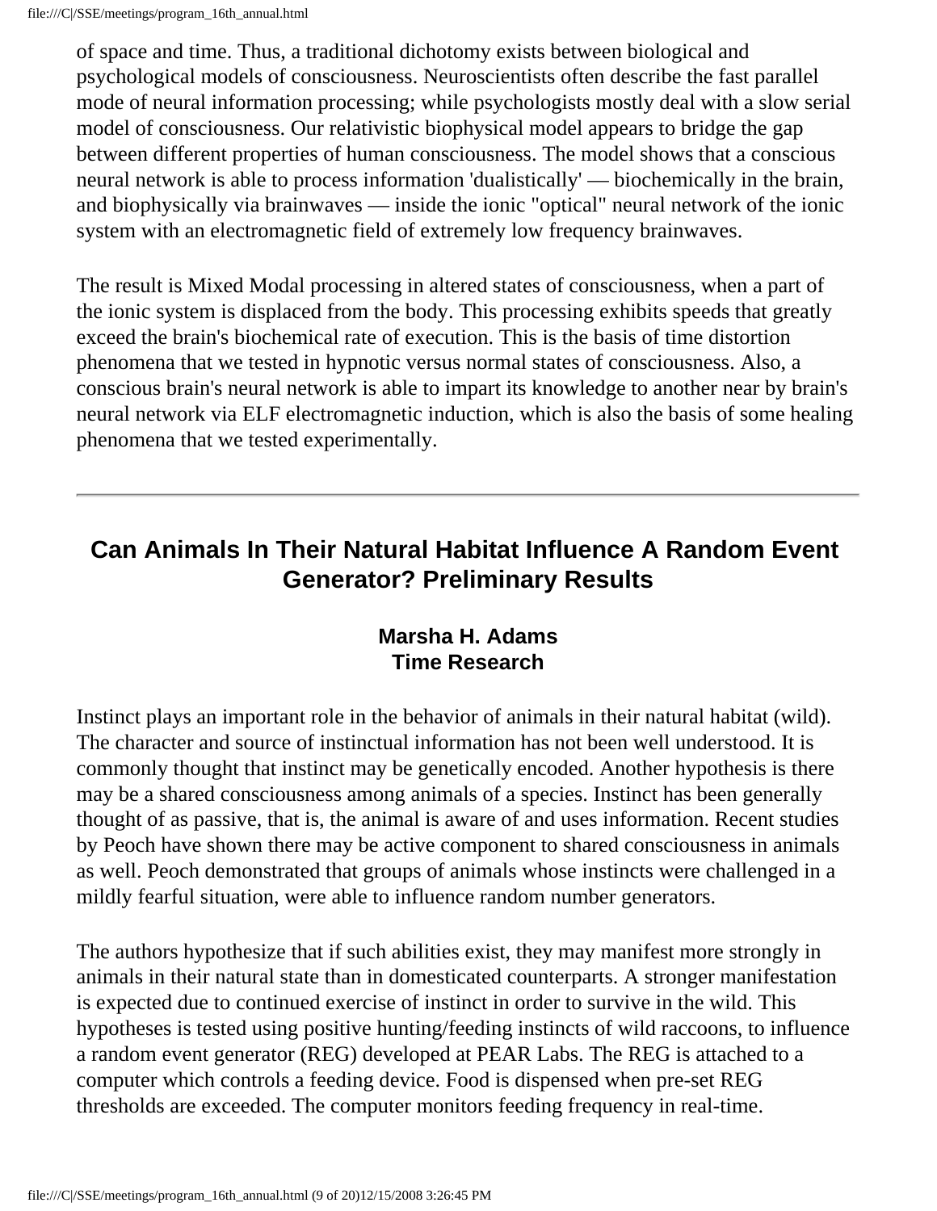of space and time. Thus, a traditional dichotomy exists between biological and psychological models of consciousness. Neuroscientists often describe the fast parallel mode of neural information processing; while psychologists mostly deal with a slow serial model of consciousness. Our relativistic biophysical model appears to bridge the gap between different properties of human consciousness. The model shows that a conscious neural network is able to process information 'dualistically' — biochemically in the brain, and biophysically via brainwaves — inside the ionic "optical" neural network of the ionic system with an electromagnetic field of extremely low frequency brainwaves.

The result is Mixed Modal processing in altered states of consciousness, when a part of the ionic system is displaced from the body. This processing exhibits speeds that greatly exceed the brain's biochemical rate of execution. This is the basis of time distortion phenomena that we tested in hypnotic versus normal states of consciousness. Also, a conscious brain's neural network is able to impart its knowledge to another near by brain's neural network via ELF electromagnetic induction, which is also the basis of some healing phenomena that we tested experimentally.

---

## Can Animals In Their Natural Habitat Influence A Random Event Generator? Preliminary Results

**Marsha H. Adams**
**Time Research**

Instinct plays an important role in the behavior of animals in their natural habitat (wild). The character and source of instinctual information has not been well understood. It is commonly thought that instinct may be genetically encoded. Another hypothesis is there may be a shared consciousness among animals of a species. Instinct has been generally thought of as passive, that is, the animal is aware of and uses information. Recent studies by Peoch have shown there may be active component to shared consciousness in animals as well. Peoch demonstrated that groups of animals whose instincts were challenged in a mildly fearful situation, were able to influence random number generators.

The authors hypothesize that if such abilities exist, they may manifest more strongly in animals in their natural state than in domesticated counterparts. A stronger manifestation is expected due to continued exercise of instinct in order to survive in the wild. This hypotheses is tested using positive hunting/feeding instincts of wild raccoons, to influence a random event generator (REG) developed at PEAR Labs. The REG is attached to a computer which controls a feeding device. Food is dispensed when pre-set REG thresholds are exceeded. The computer monitors feeding frequency in real-time.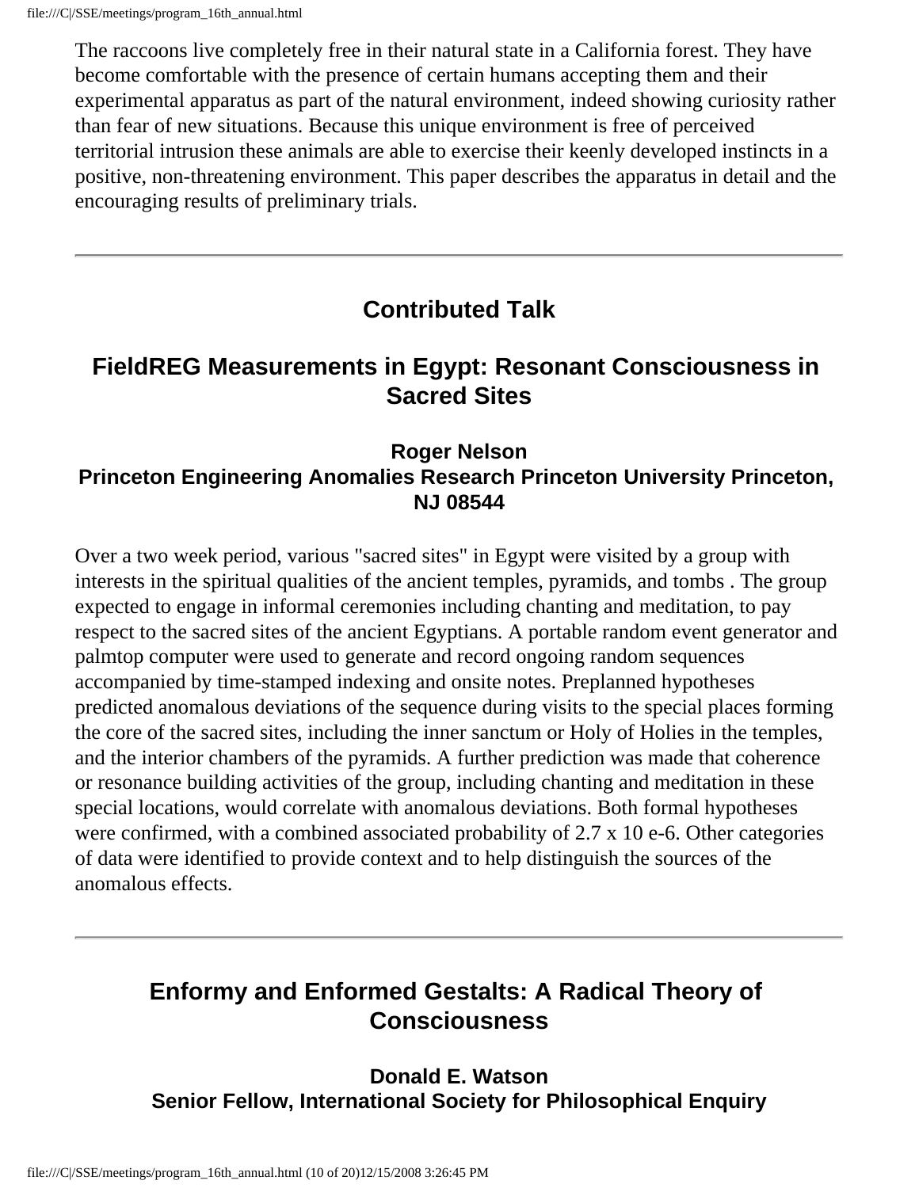The raccoons live completely free in their natural state in a California forest. They have become comfortable with the presence of certain humans accepting them and their experimental apparatus as part of the natural environment, indeed showing curiosity rather than fear of new situations. Because this unique environment is free of perceived territorial intrusion these animals are able to exercise their keenly developed instincts in a positive, non-threatening environment. This paper describes the apparatus in detail and the encouraging results of preliminary trials.

---

## Contributed Talk

## FieldREG Measurements in Egypt: Resonant Consciousness in Sacred Sites

### Roger Nelson
### Princeton Engineering Anomalies Research Princeton University Princeton, NJ 08544

Over a two week period, various "sacred sites" in Egypt were visited by a group with interests in the spiritual qualities of the ancient temples, pyramids, and tombs . The group expected to engage in informal ceremonies including chanting and meditation, to pay respect to the sacred sites of the ancient Egyptians. A portable random event generator and palmtop computer were used to generate and record ongoing random sequences accompanied by time-stamped indexing and onsite notes. Preplanned hypotheses predicted anomalous deviations of the sequence during visits to the special places forming the core of the sacred sites, including the inner sanctum or Holy of Holies in the temples, and the interior chambers of the pyramids. A further prediction was made that coherence or resonance building activities of the group, including chanting and meditation in these special locations, would correlate with anomalous deviations. Both formal hypotheses were confirmed, with a combined associated probability of 2.7 x 10 e-6. Other categories of data were identified to provide context and to help distinguish the sources of the anomalous effects.

---

## Enformy and Enformed Gestalts: A Radical Theory of Consciousness

### Donald E. Watson
### Senior Fellow, International Society for Philosophical Enquiry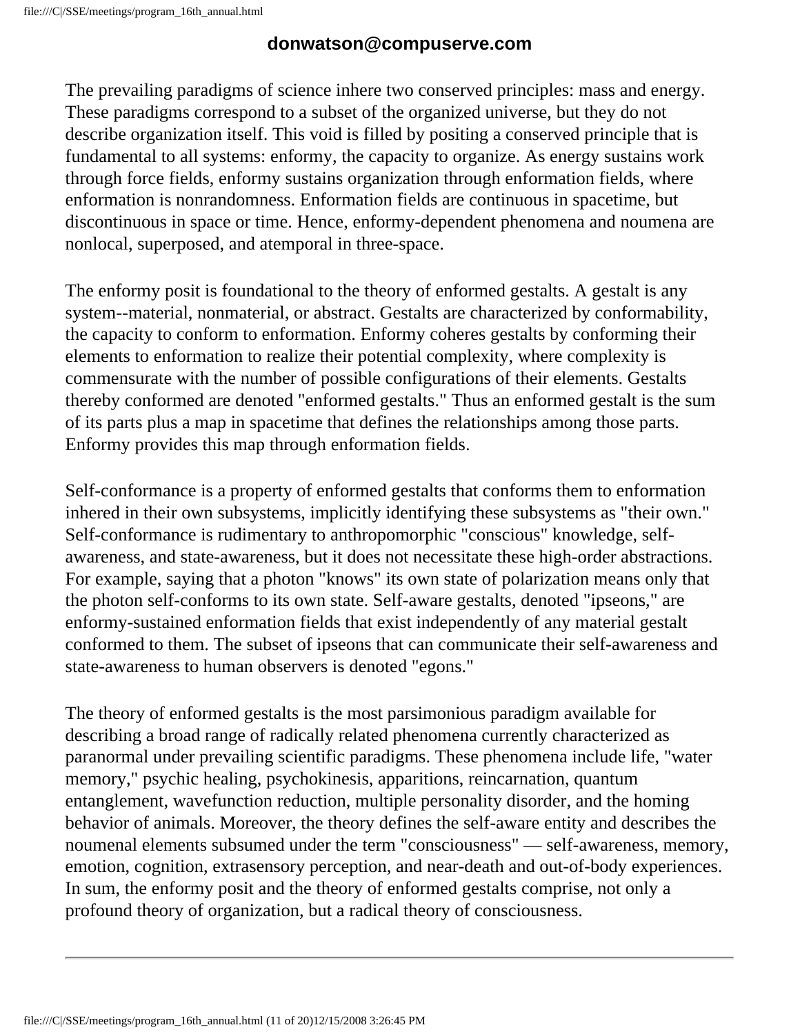**donwatson@compuserve.com**

The prevailing paradigms of science inhere two conserved principles: mass and energy. These paradigms correspond to a subset of the organized universe, but they do not describe organization itself. This void is filled by positing a conserved principle that is fundamental to all systems: enformy, the capacity to organize. As energy sustains work through force fields, enformy sustains organization through enformation fields, where enformation is nonrandomness. Enformation fields are continuous in spacetime, but discontinuous in space or time. Hence, enformy-dependent phenomena and noumena are nonlocal, superposed, and atemporal in three-space.

The enformy posit is foundational to the theory of enformed gestalts. A gestalt is any system--material, nonmaterial, or abstract. Gestalts are characterized by conformability, the capacity to conform to enformation. Enformy coheres gestalts by conforming their elements to enformation to realize their potential complexity, where complexity is commensurate with the number of possible configurations of their elements. Gestalts thereby conformed are denoted "enformed gestalts." Thus an enformed gestalt is the sum of its parts plus a map in spacetime that defines the relationships among those parts. Enformy provides this map through enformation fields.

Self-conformance is a property of enformed gestalts that conforms them to enformation inhered in their own subsystems, implicitly identifying these subsystems as "their own." Self-conformance is rudimentary to anthropomorphic "conscious" knowledge, self-awareness, and state-awareness, but it does not necessitate these high-order abstractions. For example, saying that a photon "knows" its own state of polarization means only that the photon self-conforms to its own state. Self-aware gestalts, denoted "ipseons," are enformy-sustained enformation fields that exist independently of any material gestalt conformed to them. The subset of ipseons that can communicate their self-awareness and state-awareness to human observers is denoted "egons."

The theory of enformed gestalts is the most parsimonious paradigm available for describing a broad range of radically related phenomena currently characterized as paranormal under prevailing scientific paradigms. These phenomena include life, "water memory," psychic healing, psychokinesis, apparitions, reincarnation, quantum entanglement, wavefunction reduction, multiple personality disorder, and the homing behavior of animals. Moreover, the theory defines the self-aware entity and describes the noumenal elements subsumed under the term "consciousness" — self-awareness, memory, emotion, cognition, extrasensory perception, and near-death and out-of-body experiences. In sum, the enformy posit and the theory of enformed gestalts comprise, not only a profound theory of organization, but a radical theory of consciousness.

---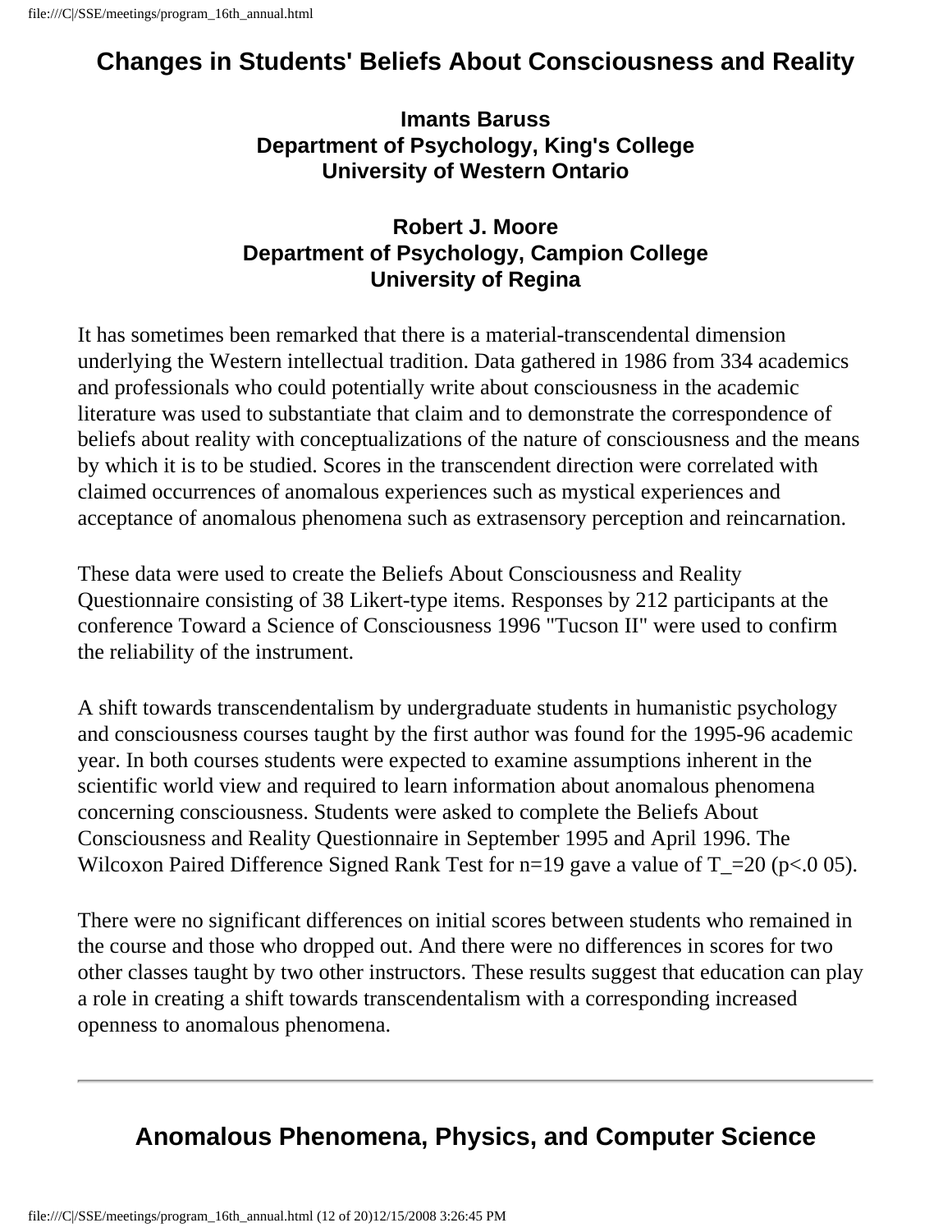## Changes in Students' Beliefs About Consciousness and Reality

**Imants Baruss**
**Department of Psychology, King's College**
**University of Western Ontario**

**Robert J. Moore**
**Department of Psychology, Campion College**
**University of Regina**

It has sometimes been remarked that there is a material-transcendental dimension underlying the Western intellectual tradition. Data gathered in 1986 from 334 academics and professionals who could potentially write about consciousness in the academic literature was used to substantiate that claim and to demonstrate the correspondence of beliefs about reality with conceptualizations of the nature of consciousness and the means by which it is to be studied. Scores in the transcendent direction were correlated with claimed occurrences of anomalous experiences such as mystical experiences and acceptance of anomalous phenomena such as extrasensory perception and reincarnation.

These data were used to create the Beliefs About Consciousness and Reality Questionnaire consisting of 38 Likert-type items. Responses by 212 participants at the conference Toward a Science of Consciousness 1996 "Tucson II" were used to confirm the reliability of the instrument.

A shift towards transcendentalism by undergraduate students in humanistic psychology and consciousness courses taught by the first author was found for the 1995-96 academic year. In both courses students were expected to examine assumptions inherent in the scientific world view and required to learn information about anomalous phenomena concerning consciousness. Students were asked to complete the Beliefs About Consciousness and Reality Questionnaire in September 1995 and April 1996. The Wilcoxon Paired Difference Signed Rank Test for $n=19$ gave a value of $T\_=20$ ($p<.0 05$).

There were no significant differences on initial scores between students who remained in the course and those who dropped out. And there were no differences in scores for two other classes taught by two other instructors. These results suggest that education can play a role in creating a shift towards transcendentalism with a corresponding increased openness to anomalous phenomena.

---

## Anomalous Phenomena, Physics, and Computer Science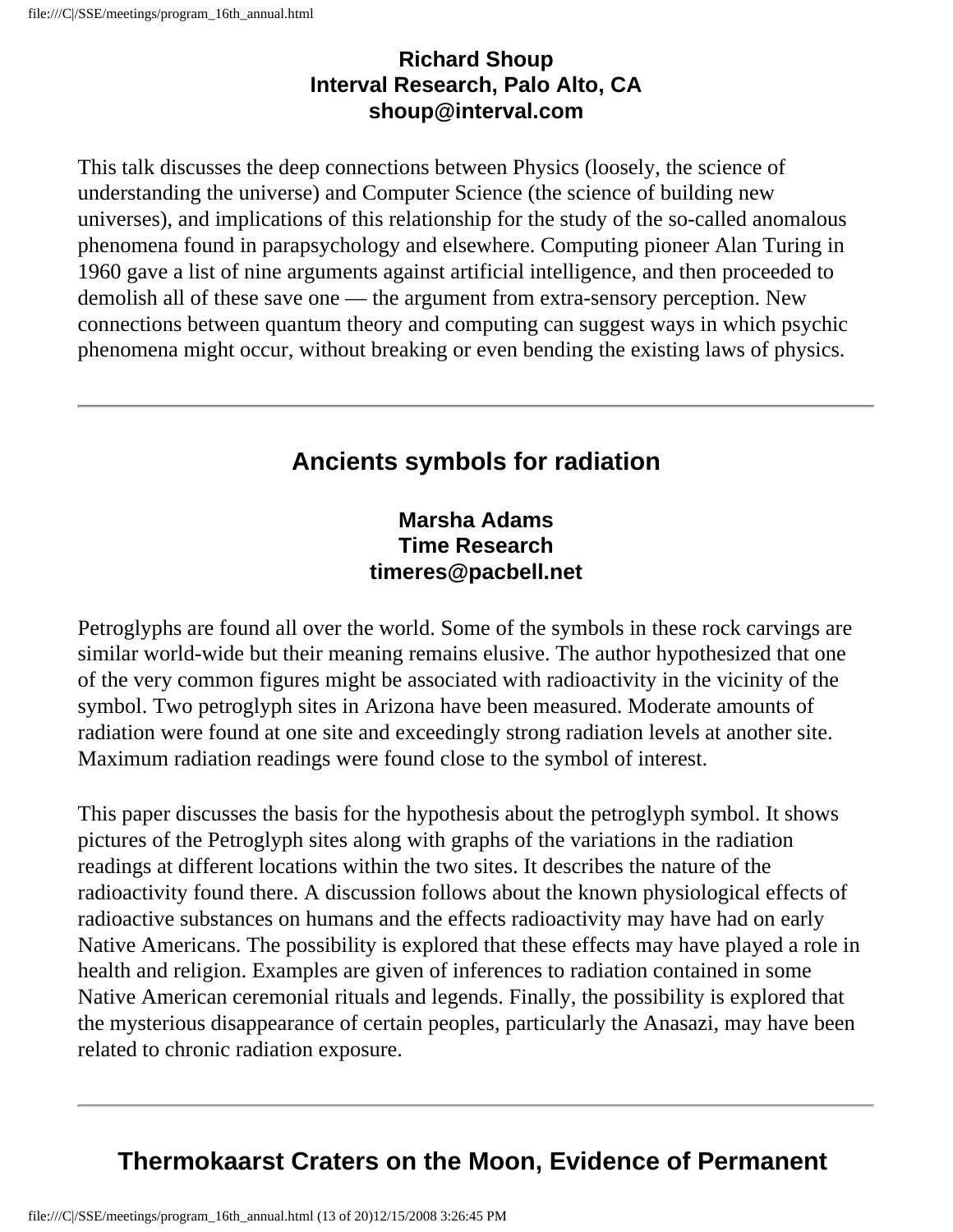**Richard Shoup**
**Interval Research, Palo Alto, CA**
**shoup@interval.com**

This talk discusses the deep connections between Physics (loosely, the science of understanding the universe) and Computer Science (the science of building new universes), and implications of this relationship for the study of the so-called anomalous phenomena found in parapsychology and elsewhere. Computing pioneer Alan Turing in 1960 gave a list of nine arguments against artificial intelligence, and then proceeded to demolish all of these save one — the argument from extra-sensory perception. New connections between quantum theory and computing can suggest ways in which psychic phenomena might occur, without breaking or even bending the existing laws of physics.

---

## Ancients symbols for radiation

**Marsha Adams**
**Time Research**
**timeres@pacbell.net**

Petroglyphs are found all over the world. Some of the symbols in these rock carvings are similar world-wide but their meaning remains elusive. The author hypothesized that one of the very common figures might be associated with radioactivity in the vicinity of the symbol. Two petroglyph sites in Arizona have been measured. Moderate amounts of radiation were found at one site and exceedingly strong radiation levels at another site. Maximum radiation readings were found close to the symbol of interest.

This paper discusses the basis for the hypothesis about the petroglyph symbol. It shows pictures of the Petroglyph sites along with graphs of the variations in the radiation readings at different locations within the two sites. It describes the nature of the radioactivity found there. A discussion follows about the known physiological effects of radioactive substances on humans and the effects radioactivity may have had on early Native Americans. The possibility is explored that these effects may have played a role in health and religion. Examples are given of inferences to radiation contained in some Native American ceremonial rituals and legends. Finally, the possibility is explored that the mysterious disappearance of certain peoples, particularly the Anasazi, may have been related to chronic radiation exposure.

---

## Thermokaarst Craters on the Moon, Evidence of Permanent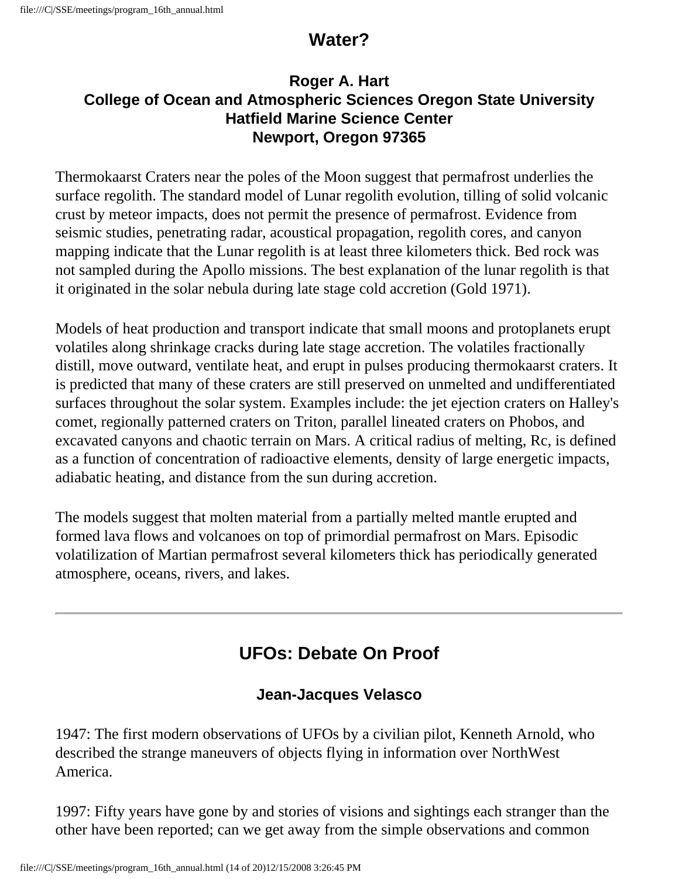## Water?

### Roger A. Hart
### College of Ocean and Atmospheric Sciences Oregon State University
### Hatfield Marine Science Center
### Newport, Oregon 97365

Thermokaarst Craters near the poles of the Moon suggest that permafrost underlies the surface regolith. The standard model of Lunar regolith evolution, tilling of solid volcanic crust by meteor impacts, does not permit the presence of permafrost. Evidence from seismic studies, penetrating radar, acoustical propagation, regolith cores, and canyon mapping indicate that the Lunar regolith is at least three kilometers thick. Bed rock was not sampled during the Apollo missions. The best explanation of the lunar regolith is that it originated in the solar nebula during late stage cold accretion (Gold 1971).

Models of heat production and transport indicate that small moons and protoplanets erupt volatiles along shrinkage cracks during late stage accretion. The volatiles fractionally distill, move outward, ventilate heat, and erupt in pulses producing thermokaarst craters. It is predicted that many of these craters are still preserved on unmelted and undifferentiated surfaces throughout the solar system. Examples include: the jet ejection craters on Halley's comet, regionally patterned craters on Triton, parallel lineated craters on Phobos, and excavated canyons and chaotic terrain on Mars. A critical radius of melting, $R_c$, is defined as a function of concentration of radioactive elements, density of large energetic impacts, adiabatic heating, and distance from the sun during accretion.

The models suggest that molten material from a partially melted mantle erupted and formed lava flows and volcanoes on top of primordial permafrost on Mars. Episodic volatilization of Martian permafrost several kilometers thick has periodically generated atmosphere, oceans, rivers, and lakes.

---

## UFOs: Debate On Proof

### Jean-Jacques Velasco

1947: The first modern observations of UFOs by a civilian pilot, Kenneth Arnold, who described the strange maneuvers of objects flying in information over NorthWest America.

1997: Fifty years have gone by and stories of visions and sightings each stranger than the other have been reported; can we get away from the simple observations and common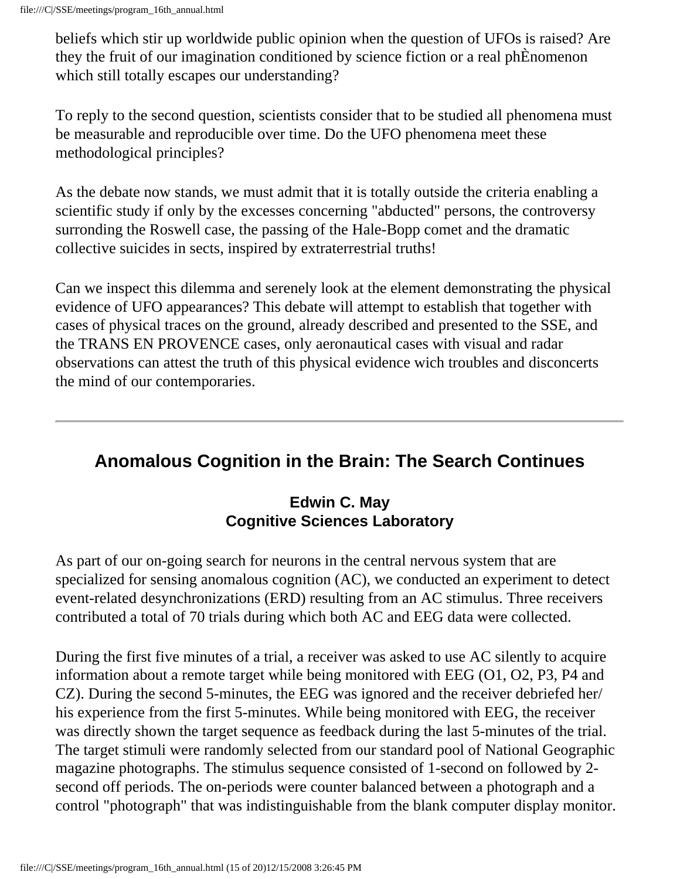beliefs which stir up worldwide public opinion when the question of UFOs is raised? Are they the fruit of our imagination conditioned by science fiction or a real phÈnomenon which still totally escapes our understanding?

To reply to the second question, scientists consider that to be studied all phenomena must be measurable and reproducible over time. Do the UFO phenomena meet these methodological principles?

As the debate now stands, we must admit that it is totally outside the criteria enabling a scientific study if only by the excesses concerning "abducted" persons, the controversy surrounding the Roswell case, the passing of the Hale-Bopp comet and the dramatic collective suicides in sects, inspired by extraterrestrial truths!

Can we inspect this dilemma and serenely look at the element demonstrating the physical evidence of UFO appearances? This debate will attempt to establish that together with cases of physical traces on the ground, already described and presented to the SSE, and the TRANS EN PROVENCE cases, only aeronautical cases with visual and radar observations can attest the truth of this physical evidence wich troubles and disconcerts the mind of our contemporaries.

---

## Anomalous Cognition in the Brain: The Search Continues

**Edwin C. May**
**Cognitive Sciences Laboratory**

As part of our on-going search for neurons in the central nervous system that are specialized for sensing anomalous cognition (AC), we conducted an experiment to detect event-related desynchronizations (ERD) resulting from an AC stimulus. Three receivers contributed a total of 70 trials during which both AC and EEG data were collected.

During the first five minutes of a trial, a receiver was asked to use AC silently to acquire information about a remote target while being monitored with EEG (O1, O2, P3, P4 and CZ). During the second 5-minutes, the EEG was ignored and the receiver debriefed her/his experience from the first 5-minutes. While being monitored with EEG, the receiver was directly shown the target sequence as feedback during the last 5-minutes of the trial. The target stimuli were randomly selected from our standard pool of National Geographic magazine photographs. The stimulus sequence consisted of 1-second on followed by 2-second off periods. The on-periods were counter balanced between a photograph and a control "photograph" that was indistinguishable from the blank computer display monitor.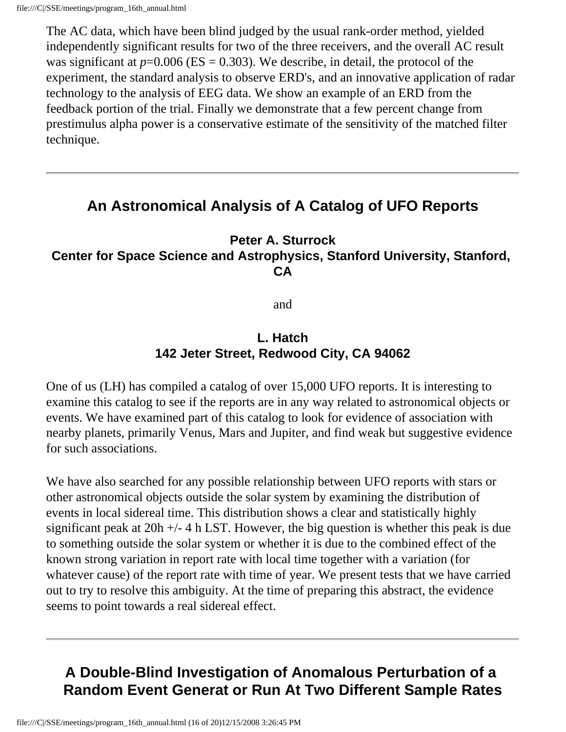The AC data, which have been blind judged by the usual rank-order method, yielded independently significant results for two of the three receivers, and the overall AC result was significant at $p$=0.006 (ES = 0.303). We describe, in detail, the protocol of the experiment, the standard analysis to observe ERD's, and an innovative application of radar technology to the analysis of EEG data. We show an example of an ERD from the feedback portion of the trial. Finally we demonstrate that a few percent change from prestimulus alpha power is a conservative estimate of the sensitivity of the matched filter technique.

---

## An Astronomical Analysis of A Catalog of UFO Reports

**Peter A. Sturrock**
**Center for Space Science and Astrophysics, Stanford University, Stanford, CA**

and

**L. Hatch**
**142 Jeter Street, Redwood City, CA 94062**

One of us (LH) has compiled a catalog of over 15,000 UFO reports. It is interesting to examine this catalog to see if the reports are in any way related to astronomical objects or events. We have examined part of this catalog to look for evidence of association with nearby planets, primarily Venus, Mars and Jupiter, and find weak but suggestive evidence for such associations.

We have also searched for any possible relationship between UFO reports with stars or other astronomical objects outside the solar system by examining the distribution of events in local sidereal time. This distribution shows a clear and statistically highly significant peak at 20h +/- 4 h LST. However, the big question is whether this peak is due to something outside the solar system or whether it is due to the combined effect of the known strong variation in report rate with local time together with a variation (for whatever cause) of the report rate with time of year. We present tests that we have carried out to try to resolve this ambiguity. At the time of preparing this abstract, the evidence seems to point towards a real sidereal effect.

---

## A Double-Blind Investigation of Anomalous Perturbation of a Random Event Generat or Run At Two Different Sample Rates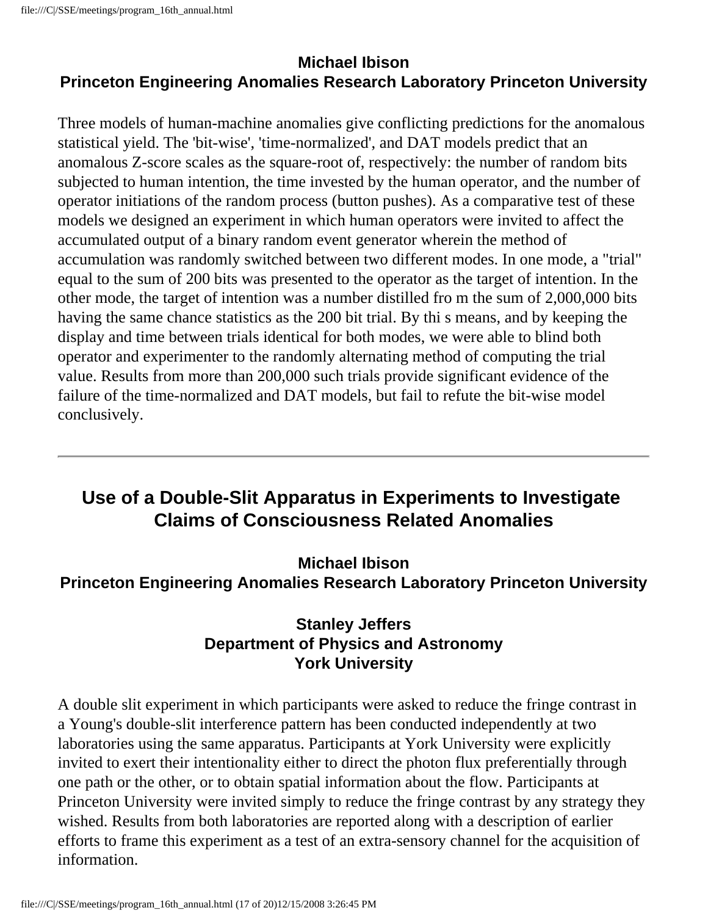**Michael Ibison**
**Princeton Engineering Anomalies Research Laboratory Princeton University**

Three models of human-machine anomalies give conflicting predictions for the anomalous statistical yield. The 'bit-wise', 'time-normalized', and DAT models predict that an anomalous Z-score scales as the square-root of, respectively: the number of random bits subjected to human intention, the time invested by the human operator, and the number of operator initiations of the random process (button pushes). As a comparative test of these models we designed an experiment in which human operators were invited to affect the accumulated output of a binary random event generator wherein the method of accumulation was randomly switched between two different modes. In one mode, a "trial" equal to the sum of 200 bits was presented to the operator as the target of intention. In the other mode, the target of intention was a number distilled fro m the sum of 2,000,000 bits having the same chance statistics as the 200 bit trial. By thi s means, and by keeping the display and time between trials identical for both modes, we were able to blind both operator and experimenter to the randomly alternating method of computing the trial value. Results from more than 200,000 such trials provide significant evidence of the failure of the time-normalized and DAT models, but fail to refute the bit-wise model conclusively.

---

## Use of a Double-Slit Apparatus in Experiments to Investigate Claims of Consciousness Related Anomalies

**Michael Ibison**
**Princeton Engineering Anomalies Research Laboratory Princeton University**

**Stanley Jeffers**
**Department of Physics and Astronomy**
**York University**

A double slit experiment in which participants were asked to reduce the fringe contrast in a Young's double-slit interference pattern has been conducted independently at two laboratories using the same apparatus. Participants at York University were explicitly invited to exert their intentionality either to direct the photon flux preferentially through one path or the other, or to obtain spatial information about the flow. Participants at Princeton University were invited simply to reduce the fringe contrast by any strategy they wished. Results from both laboratories are reported along with a description of earlier efforts to frame this experiment as a test of an extra-sensory channel for the acquisition of information.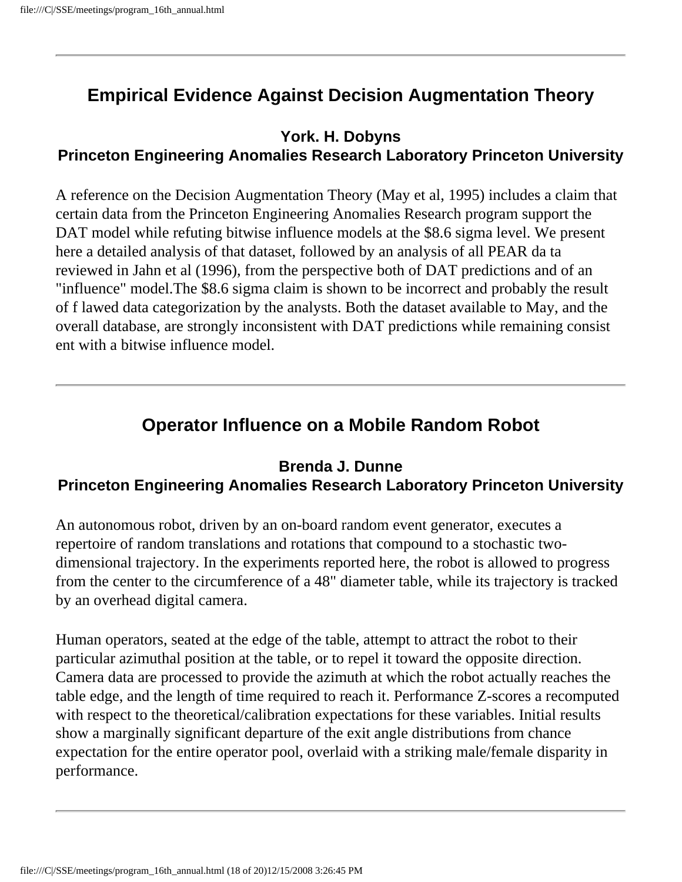## Empirical Evidence Against Decision Augmentation Theory

### York. H. Dobyns
### Princeton Engineering Anomalies Research Laboratory Princeton University

A reference on the Decision Augmentation Theory (May et al, 1995) includes a claim that certain data from the Princeton Engineering Anomalies Research program support the DAT model while refuting bitwise influence models at the $8.6 sigma level. We present here a detailed analysis of that dataset, followed by an analysis of all PEAR da ta reviewed in Jahn et al (1996), from the perspective both of DAT predictions and of an "influence" model.The $8.6 sigma claim is shown to be incorrect and probably the result of f lawed data categorization by the analysts. Both the dataset available to May, and the overall database, are strongly inconsistent with DAT predictions while remaining consist ent with a bitwise influence model.

---

## Operator Influence on a Mobile Random Robot

### Brenda J. Dunne
### Princeton Engineering Anomalies Research Laboratory Princeton University

An autonomous robot, driven by an on-board random event generator, executes a repertoire of random translations and rotations that compound to a stochastic two-dimensional trajectory. In the experiments reported here, the robot is allowed to progress from the center to the circumference of a 48" diameter table, while its trajectory is tracked by an overhead digital camera.

Human operators, seated at the edge of the table, attempt to attract the robot to their particular azimuthal position at the table, or to repel it toward the opposite direction. Camera data are processed to provide the azimuth at which the robot actually reaches the table edge, and the length of time required to reach it. Performance Z-scores a recomputed with respect to the theoretical/calibration expectations for these variables. Initial results show a marginally significant departure of the exit angle distributions from chance expectation for the entire operator pool, overlaid with a striking male/female disparity in performance.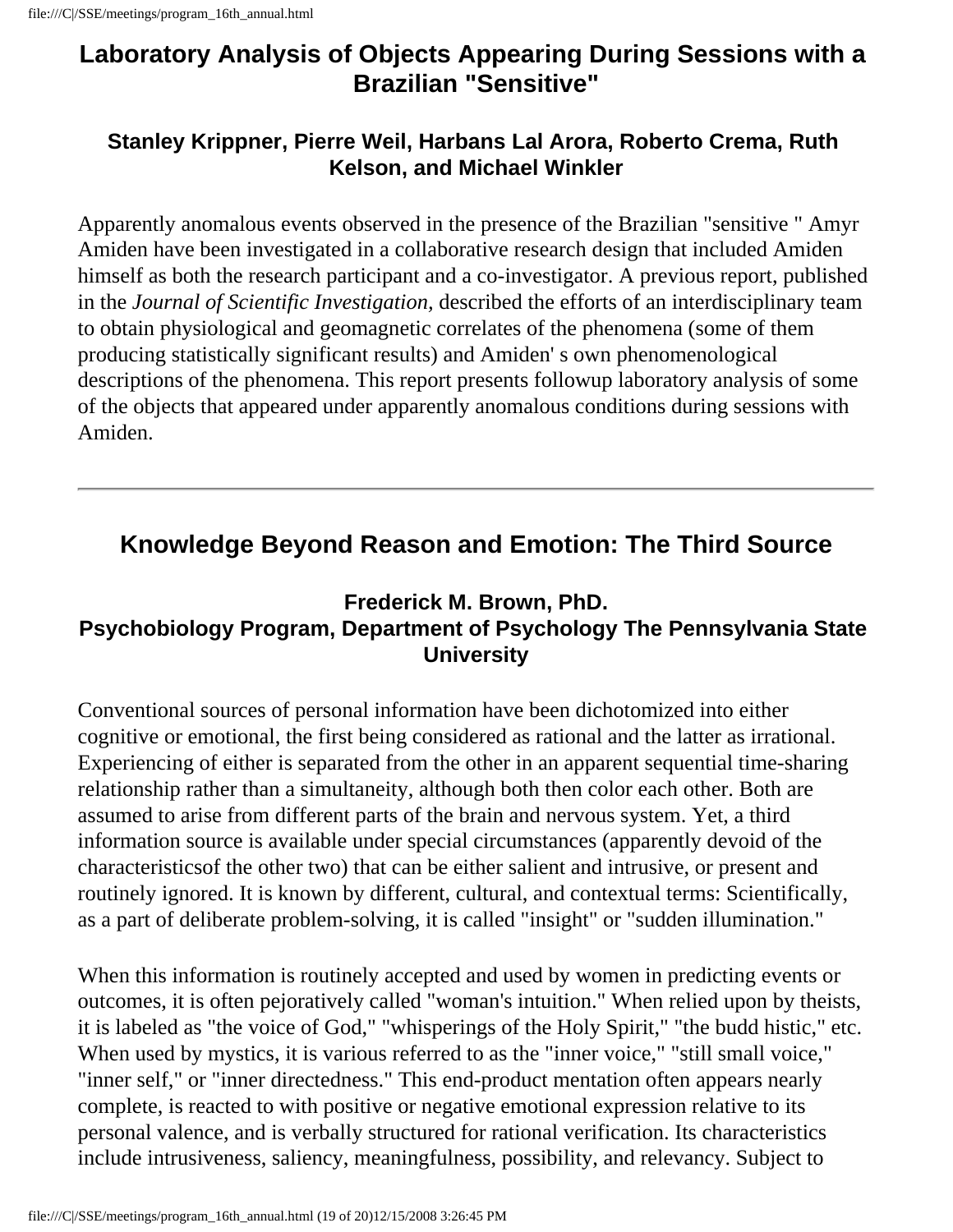## Laboratory Analysis of Objects Appearing During Sessions with a Brazilian "Sensitive"

### Stanley Krippner, Pierre Weil, Harbans Lal Arora, Roberto Crema, Ruth Kelson, and Michael Winkler

Apparently anomalous events observed in the presence of the Brazilian "sensitive " Amyr Amiden have been investigated in a collaborative research design that included Amiden himself as both the research participant and a co-investigator. A previous report, published in the *Journal of Scientific Investigation,* described the efforts of an interdisciplinary team to obtain physiological and geomagnetic correlates of the phenomena (some of them producing statistically significant results) and Amiden' s own phenomenological descriptions of the phenomena. This report presents followup laboratory analysis of some of the objects that appeared under apparently anomalous conditions during sessions with Amiden.

---

## Knowledge Beyond Reason and Emotion: The Third Source

### Frederick M. Brown, PhD.
### Psychobiology Program, Department of Psychology The Pennsylvania State University

Conventional sources of personal information have been dichotomized into either cognitive or emotional, the first being considered as rational and the latter as irrational. Experiencing of either is separated from the other in an apparent sequential time-sharing relationship rather than a simultaneity, although both then color each other. Both are assumed to arise from different parts of the brain and nervous system. Yet, a third information source is available under special circumstances (apparently devoid of the characteristicsof the other two) that can be either salient and intrusive, or present and routinely ignored. It is known by different, cultural, and contextual terms: Scientifically, as a part of deliberate problem-solving, it is called "insight" or "sudden illumination."

When this information is routinely accepted and used by women in predicting events or outcomes, it is often pejoratively called "woman's intuition." When relied upon by theists, it is labeled as "the voice of God," "whisperings of the Holy Spirit," "the budd histic," etc. When used by mystics, it is various referred to as the "inner voice," "still small voice," "inner self," or "inner directedness." This end-product mentation often appears nearly complete, is reacted to with positive or negative emotional expression relative to its personal valence, and is verbally structured for rational verification. Its characteristics include intrusiveness, saliency, meaningfulness, possibility, and relevancy. Subject to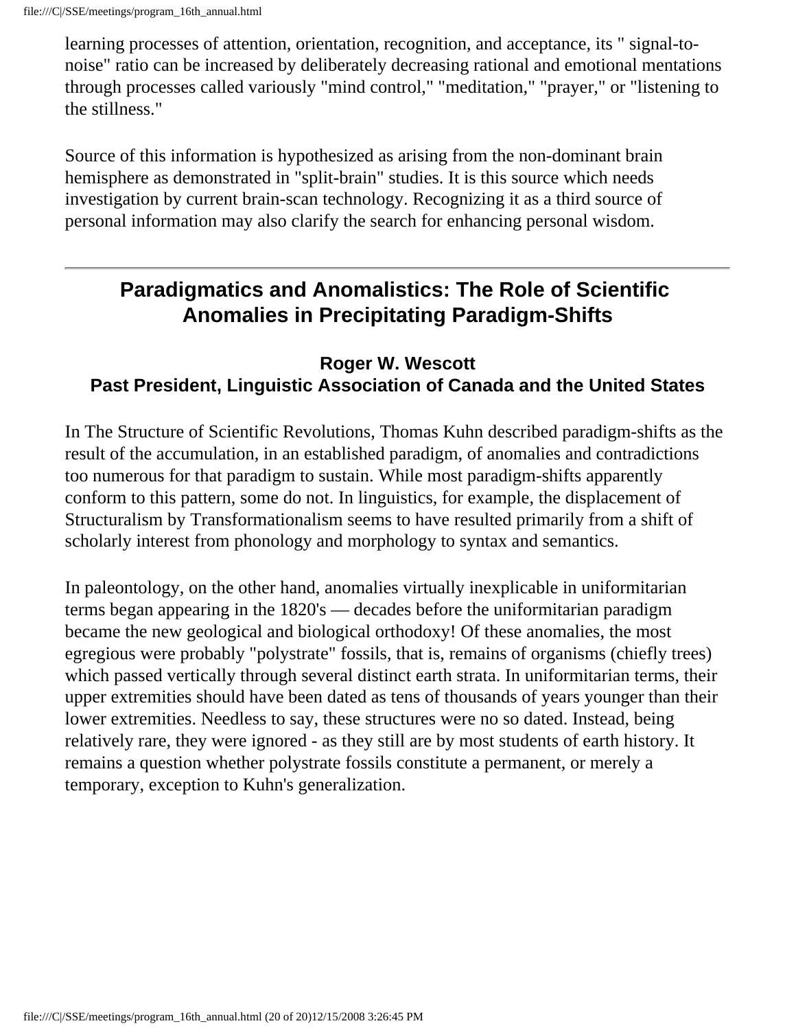learning processes of attention, orientation, recognition, and acceptance, its " signal-to-noise" ratio can be increased by deliberately decreasing rational and emotional mentations through processes called variously "mind control," "meditation," "prayer," or "listening to the stillness."

Source of this information is hypothesized as arising from the non-dominant brain hemisphere as demonstrated in "split-brain" studies. It is this source which needs investigation by current brain-scan technology. Recognizing it as a third source of personal information may also clarify the search for enhancing personal wisdom.

---

## Paradigmatics and Anomalistics: The Role of Scientific Anomalies in Precipitating Paradigm-Shifts

### Roger W. Wescott
### Past President, Linguistic Association of Canada and the United States

In The Structure of Scientific Revolutions, Thomas Kuhn described paradigm-shifts as the result of the accumulation, in an established paradigm, of anomalies and contradictions too numerous for that paradigm to sustain. While most paradigm-shifts apparently conform to this pattern, some do not. In linguistics, for example, the displacement of Structuralism by Transformationalism seems to have resulted primarily from a shift of scholarly interest from phonology and morphology to syntax and semantics.

In paleontology, on the other hand, anomalies virtually inexplicable in uniformitarian terms began appearing in the 1820's — decades before the uniformitarian paradigm became the new geological and biological orthodoxy! Of these anomalies, the most egregious were probably "polystrate" fossils, that is, remains of organisms (chiefly trees) which passed vertically through several distinct earth strata. In uniformitarian terms, their upper extremities should have been dated as tens of thousands of years younger than their lower extremities. Needless to say, these structures were no so dated. Instead, being relatively rare, they were ignored - as they still are by most students of earth history. It remains a question whether polystrate fossils constitute a permanent, or merely a temporary, exception to Kuhn's generalization.